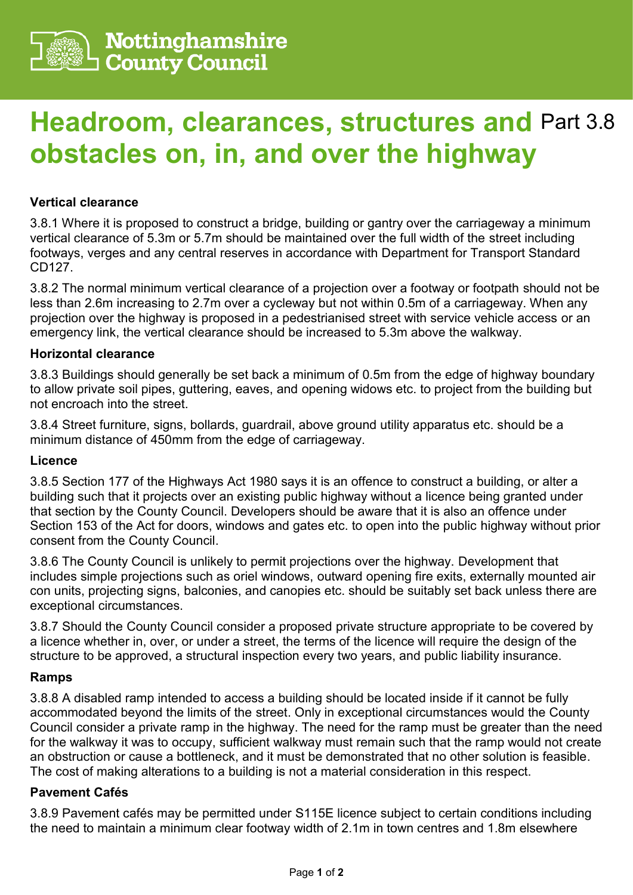Nottinghamshire County Council

# Headroom, clearances, structures and obstacles on, in, and over the highway

Part 3.8

### Vertical clearance

3.8.1 Where it is proposed to construct a bridge, building or gantry over the carriageway a minimum vertical clearance of 5.3m or 5.7m should be maintained over the full width of the street including footways, verges and any central reserves in accordance with Department for Transport Standard CD127.

3.8.2 The normal minimum vertical clearance of a projection over a footway or footpath should not be less than 2.6m increasing to 2.7m over a cycleway but not within 0.5m of a carriageway. When any projection over the highway is proposed in a pedestrianised street with service vehicle access or an emergency link, the vertical clearance should be increased to 5.3m above the walkway.

### Horizontal clearance

3.8.3 Buildings should generally be set back a minimum of 0.5m from the edge of highway boundary to allow private soil pipes, guttering, eaves, and opening widows etc. to project from the building but not encroach into the street.

3.8.4 Street furniture, signs, bollards, guardrail, above ground utility apparatus etc. should be a minimum distance of 450mm from the edge of carriageway.

### Licence

3.8.5 Section 177 of the Highways Act 1980 says it is an offence to construct a building, or alter a building such that it projects over an existing public highway without a licence being granted under that section by the County Council. Developers should be aware that it is also an offence under Section 153 of the Act for doors, windows and gates etc. to open into the public highway without prior consent from the County Council.

3.8.6 The County Council is unlikely to permit projections over the highway. Development that includes simple projections such as oriel windows, outward opening fire exits, externally mounted air con units, projecting signs, balconies, and canopies etc. should be suitably set back unless there are exceptional circumstances.

3.8.7 Should the County Council consider a proposed private structure appropriate to be covered by a licence whether in, over, or under a street, the terms of the licence will require the design of the structure to be approved, a structural inspection every two years, and public liability insurance.

### Ramps

3.8.8 A disabled ramp intended to access a building should be located inside if it cannot be fully accommodated beyond the limits of the street. Only in exceptional circumstances would the County Council consider a private ramp in the highway. The need for the ramp must be greater than the need for the walkway it was to occupy, sufficient walkway must remain such that the ramp would not create an obstruction or cause a bottleneck, and it must be demonstrated that no other solution is feasible. The cost of making alterations to a building is not a material consideration in this respect.

### Pavement Cafés

3.8.9 Pavement cafés may be permitted under S115E licence subject to certain conditions including the need to maintain a minimum clear footway width of 2.1m in town centres and 1.8m elsewhere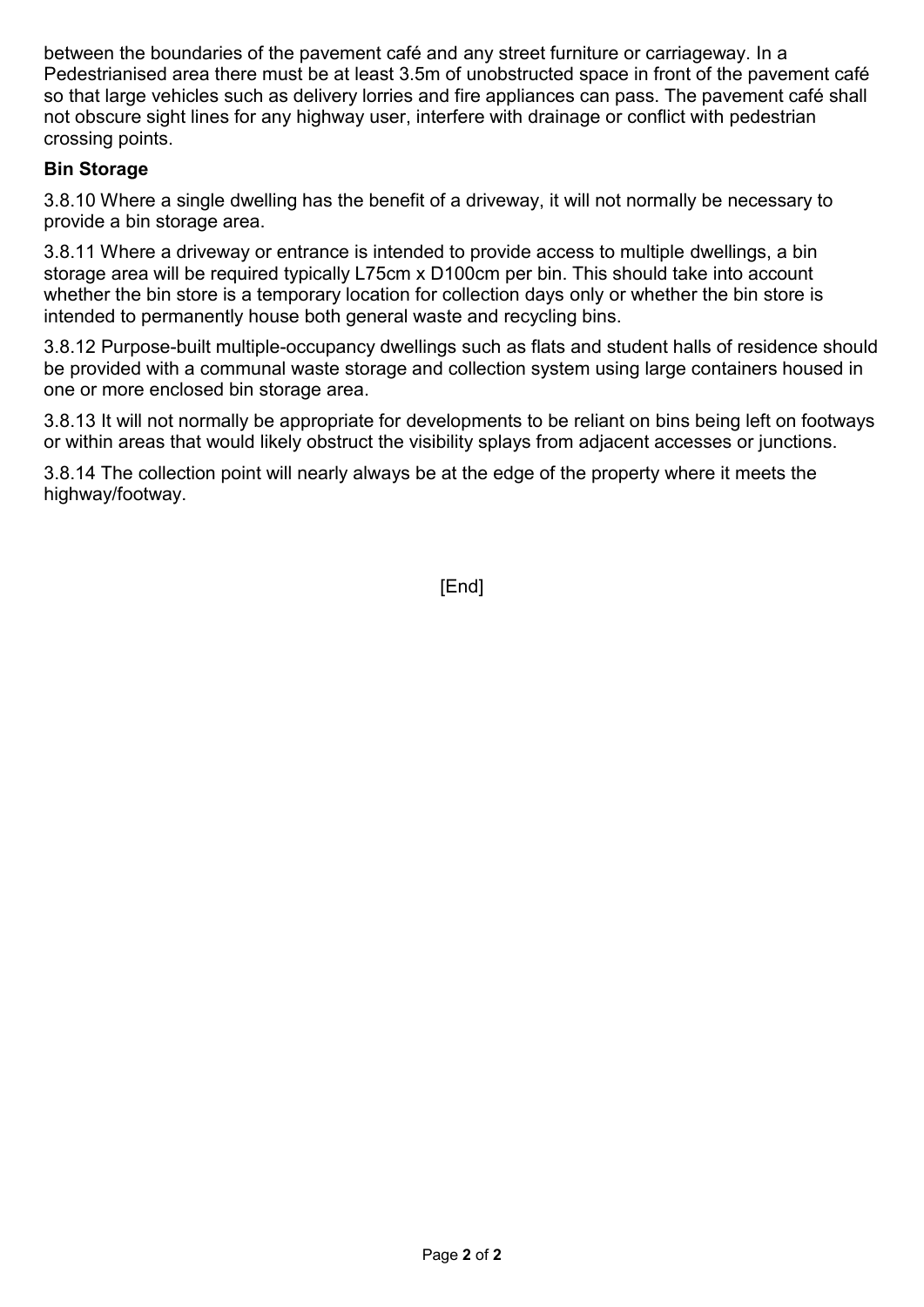between the boundaries of the pavement café and any street furniture or carriageway. In a Pedestrianised area there must be at least 3.5m of unobstructed space in front of the pavement café so that large vehicles such as delivery lorries and fire appliances can pass. The pavement café shall not obscure sight lines for any highway user, interfere with drainage or conflict with pedestrian crossing points.

**Bin Storage**

3.8.10 Where a single dwelling has the benefit of a driveway, it will not normally be necessary to provide a bin storage area.

3.8.11 Where a driveway or entrance is intended to provide access to multiple dwellings, a bin storage area will be required typically L75cm x D100cm per bin. This should take into account whether the bin store is a temporary location for collection days only or whether the bin store is intended to permanently house both general waste and recycling bins.

3.8.12 Purpose-built multiple-occupancy dwellings such as flats and student halls of residence should be provided with a communal waste storage and collection system using large containers housed in one or more enclosed bin storage area.

3.8.13 It will not normally be appropriate for developments to be reliant on bins being left on footways or within areas that would likely obstruct the visibility splays from adjacent accesses or junctions.

3.8.14 The collection point will nearly always be at the edge of the property where it meets the highway/footway.

[End]